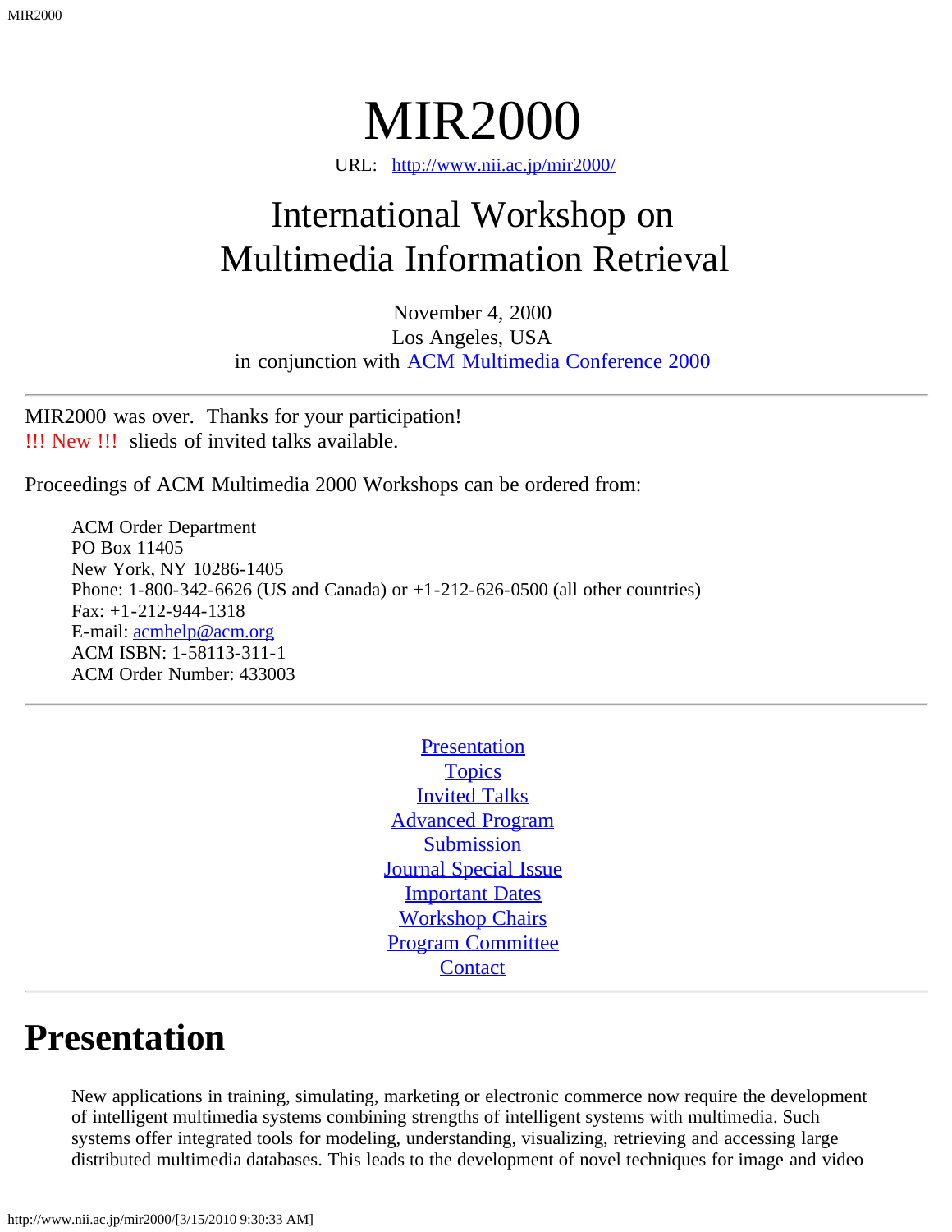# MIR2000

URL: http://www.nii.ac.jp/mir2000/

## International Workshop on Multimedia Information Retrieval

November 4, 2000
Los Angeles, USA
in conjunction with ACM Multimedia Conference 2000

---

MIR2000 was over. Thanks for your participation!
!!! New !!! slieds of invited talks available.

Proceedings of ACM Multimedia 2000 Workshops can be ordered from:

> ACM Order Department
> PO Box 11405
> New York, NY 10286-1405
> Phone: 1-800-342-6626 (US and Canada) or +1-212-626-0500 (all other countries)
> Fax: +1-212-944-1318
> E-mail: acmhelp@acm.org
> ACM ISBN: 1-58113-311-1
> ACM Order Number: 433003

---

Presentation
Topics
Invited Talks
Advanced Program
Submission
Journal Special Issue
Important Dates
Workshop Chairs
Program Committee
Contact

---

# Presentation

New applications in training, simulating, marketing or electronic commerce now require the development of intelligent multimedia systems combining strengths of intelligent systems with multimedia. Such systems offer integrated tools for modeling, understanding, visualizing, retrieving and accessing large distributed multimedia databases. This leads to the development of novel techniques for image and video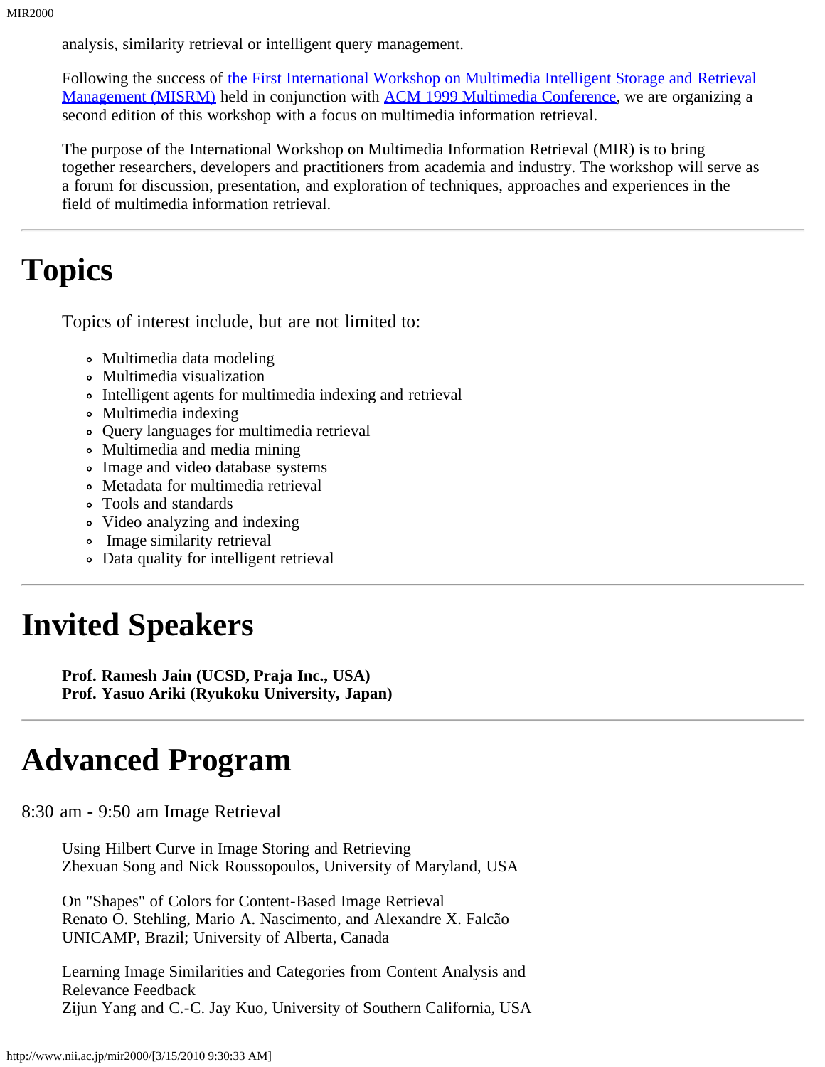analysis, similarity retrieval or intelligent query management.

Following the success of [the First International Workshop on Multimedia Intelligent Storage and Retrieval Management (MISRM)] held in conjunction with [ACM 1999 Multimedia Conference], we are organizing a second edition of this workshop with a focus on multimedia information retrieval.

The purpose of the International Workshop on Multimedia Information Retrieval (MIR) is to bring together researchers, developers and practitioners from academia and industry. The workshop will serve as a forum for discussion, presentation, and exploration of techniques, approaches and experiences in the field of multimedia information retrieval.

---

# Topics

Topics of interest include, but are not limited to:

- Multimedia data modeling
- Multimedia visualization
- Intelligent agents for multimedia indexing and retrieval
- Multimedia indexing
- Query languages for multimedia retrieval
- Multimedia and media mining
- Image and video database systems
- Metadata for multimedia retrieval
- Tools and standards
- Video analyzing and indexing
- Image similarity retrieval
- Data quality for intelligent retrieval

---

# Invited Speakers

**Prof. Ramesh Jain (UCSD, Praja Inc., USA)**
**Prof. Yasuo Ariki (Ryukoku University, Japan)**

---

# Advanced Program

8:30 am - 9:50 am Image Retrieval

Using Hilbert Curve in Image Storing and Retrieving
Zhexuan Song and Nick Roussopoulos, University of Maryland, USA

On "Shapes" of Colors for Content-Based Image Retrieval
Renato O. Stehling, Mario A. Nascimento, and Alexandre X. Falcão
UNICAMP, Brazil; University of Alberta, Canada

Learning Image Similarities and Categories from Content Analysis and Relevance Feedback
Zijun Yang and C.-C. Jay Kuo, University of Southern California, USA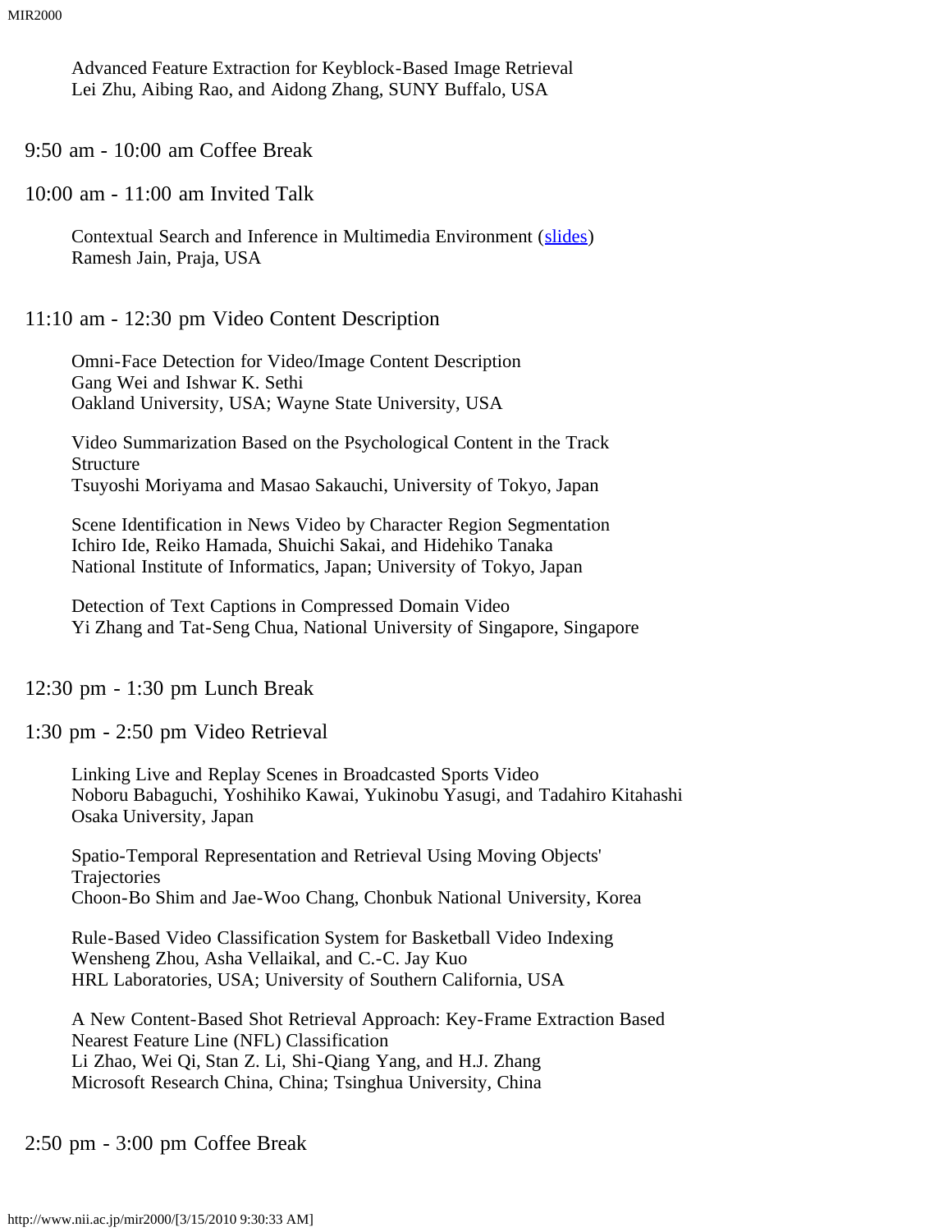Advanced Feature Extraction for Keyblock-Based Image Retrieval
Lei Zhu, Aibing Rao, and Aidong Zhang, SUNY Buffalo, USA

9:50 am - 10:00 am Coffee Break

10:00 am - 11:00 am Invited Talk

Contextual Search and Inference in Multimedia Environment (slides)
Ramesh Jain, Praja, USA

11:10 am - 12:30 pm Video Content Description

Omni-Face Detection for Video/Image Content Description
Gang Wei and Ishwar K. Sethi
Oakland University, USA; Wayne State University, USA

Video Summarization Based on the Psychological Content in the Track Structure
Tsuyoshi Moriyama and Masao Sakauchi, University of Tokyo, Japan

Scene Identification in News Video by Character Region Segmentation
Ichiro Ide, Reiko Hamada, Shuichi Sakai, and Hidehiko Tanaka
National Institute of Informatics, Japan; University of Tokyo, Japan

Detection of Text Captions in Compressed Domain Video
Yi Zhang and Tat-Seng Chua, National University of Singapore, Singapore

12:30 pm - 1:30 pm Lunch Break

1:30 pm - 2:50 pm Video Retrieval

Linking Live and Replay Scenes in Broadcasted Sports Video
Noboru Babaguchi, Yoshihiko Kawai, Yukinobu Yasugi, and Tadahiro Kitahashi
Osaka University, Japan

Spatio-Temporal Representation and Retrieval Using Moving Objects' Trajectories
Choon-Bo Shim and Jae-Woo Chang, Chonbuk National University, Korea

Rule-Based Video Classification System for Basketball Video Indexing
Wensheng Zhou, Asha Vellaikal, and C.-C. Jay Kuo
HRL Laboratories, USA; University of Southern California, USA

A New Content-Based Shot Retrieval Approach: Key-Frame Extraction Based Nearest Feature Line (NFL) Classification
Li Zhao, Wei Qi, Stan Z. Li, Shi-Qiang Yang, and H.J. Zhang
Microsoft Research China, China; Tsinghua University, China

2:50 pm - 3:00 pm Coffee Break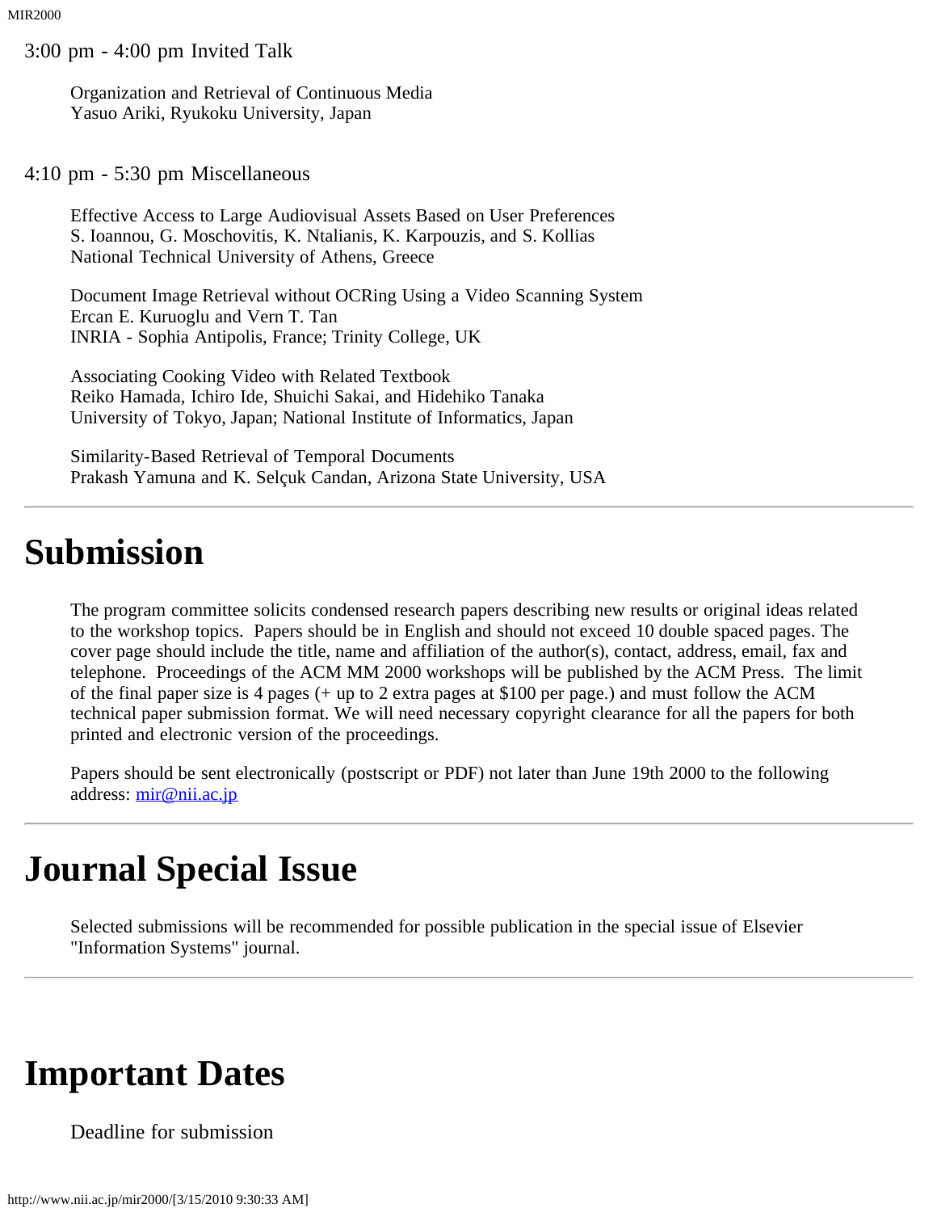3:00 pm - 4:00 pm Invited Talk

Organization and Retrieval of Continuous Media
Yasuo Ariki, Ryukoku University, Japan

4:10 pm - 5:30 pm Miscellaneous

Effective Access to Large Audiovisual Assets Based on User Preferences
S. Ioannou, G. Moschovitis, K. Ntalianis, K. Karpouzis, and S. Kollias
National Technical University of Athens, Greece

Document Image Retrieval without OCRing Using a Video Scanning System
Ercan E. Kuruoglu and Vern T. Tan
INRIA - Sophia Antipolis, France; Trinity College, UK

Associating Cooking Video with Related Textbook
Reiko Hamada, Ichiro Ide, Shuichi Sakai, and Hidehiko Tanaka
University of Tokyo, Japan; National Institute of Informatics, Japan

Similarity-Based Retrieval of Temporal Documents
Prakash Yamuna and K. Selçuk Candan, Arizona State University, USA

---

# Submission

The program committee solicits condensed research papers describing new results or original ideas related to the workshop topics. Papers should be in English and should not exceed 10 double spaced pages. The cover page should include the title, name and affiliation of the author(s), contact, address, email, fax and telephone. Proceedings of the ACM MM 2000 workshops will be published by the ACM Press. The limit of the final paper size is 4 pages (+ up to 2 extra pages at $100 per page.) and must follow the ACM technical paper submission format. We will need necessary copyright clearance for all the papers for both printed and electronic version of the proceedings.

Papers should be sent electronically (postscript or PDF) not later than June 19th 2000 to the following address: mir@nii.ac.jp

---

# Journal Special Issue

Selected submissions will be recommended for possible publication in the special issue of Elsevier "Information Systems" journal.

---

# Important Dates

Deadline for submission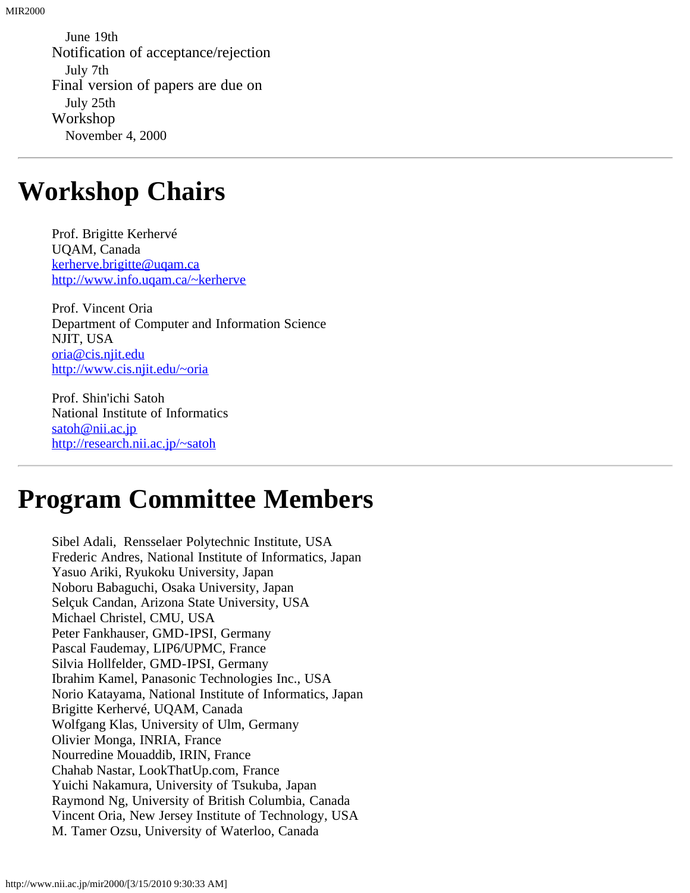June 19th

Notification of acceptance/rejection

July 7th

Final version of papers are due on

July 25th

Workshop

November 4, 2000

---

# Workshop Chairs

Prof. Brigitte Kerhervé
UQAM, Canada
kerherve.brigitte@uqam.ca
http://www.info.uqam.ca/~kerherve

Prof. Vincent Oria
Department of Computer and Information Science
NJIT, USA
oria@cis.njit.edu
http://www.cis.njit.edu/~oria

Prof. Shin'ichi Satoh
National Institute of Informatics
satoh@nii.ac.jp
http://research.nii.ac.jp/~satoh

---

# Program Committee Members

Sibel Adali, Rensselaer Polytechnic Institute, USA
Frederic Andres, National Institute of Informatics, Japan
Yasuo Ariki, Ryukoku University, Japan
Noboru Babaguchi, Osaka University, Japan
Selçuk Candan, Arizona State University, USA
Michael Christel, CMU, USA
Peter Fankhauser, GMD-IPSI, Germany
Pascal Faudemay, LIP6/UPMC, France
Silvia Hollfelder, GMD-IPSI, Germany
Ibrahim Kamel, Panasonic Technologies Inc., USA
Norio Katayama, National Institute of Informatics, Japan
Brigitte Kerhervé, UQAM, Canada
Wolfgang Klas, University of Ulm, Germany
Olivier Monga, INRIA, France
Nourredine Mouaddib, IRIN, France
Chahab Nastar, LookThatUp.com, France
Yuichi Nakamura, University of Tsukuba, Japan
Raymond Ng, University of British Columbia, Canada
Vincent Oria, New Jersey Institute of Technology, USA
M. Tamer Ozsu, University of Waterloo, Canada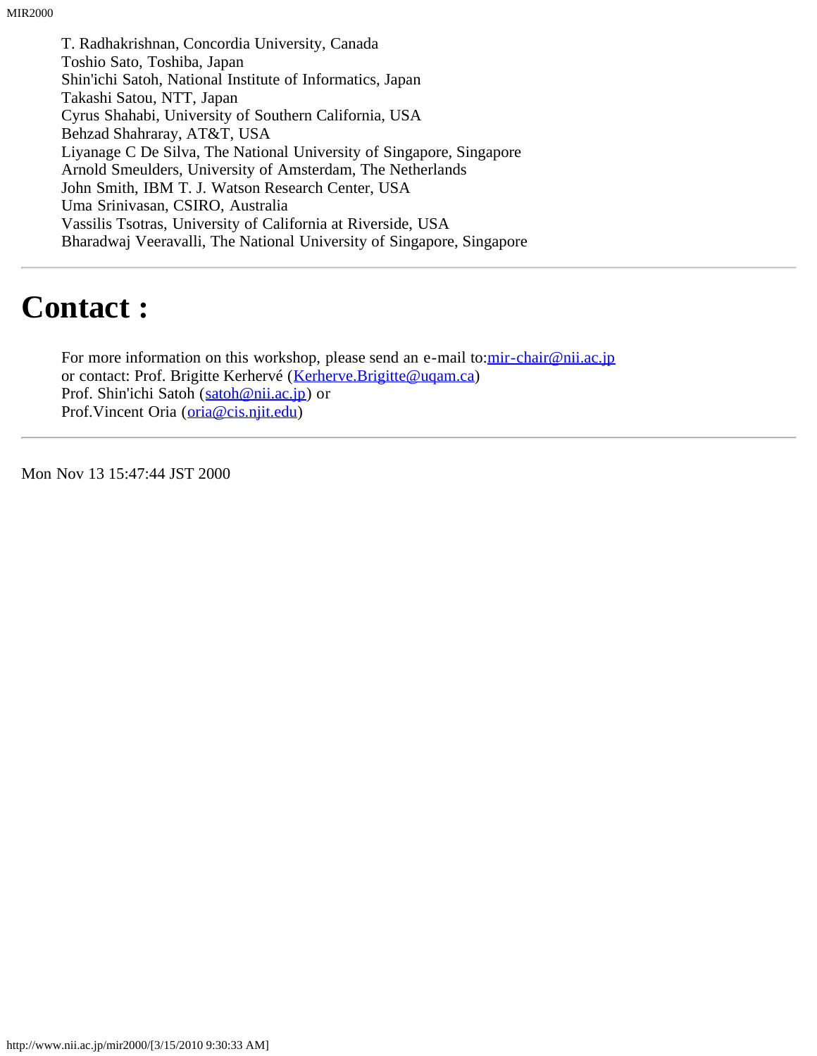T. Radhakrishnan, Concordia University, Canada
Toshio Sato, Toshiba, Japan
Shin'ichi Satoh, National Institute of Informatics, Japan
Takashi Satou, NTT, Japan
Cyrus Shahabi, University of Southern California, USA
Behzad Shahraray, AT&T, USA
Liyanage C De Silva, The National University of Singapore, Singapore
Arnold Smeulders, University of Amsterdam, The Netherlands
John Smith, IBM T. J. Watson Research Center, USA
Uma Srinivasan, CSIRO, Australia
Vassilis Tsotras, University of California at Riverside, USA
Bharadwaj Veeravalli, The National University of Singapore, Singapore

---

# Contact :

For more information on this workshop, please send an e-mail to:mir-chair@nii.ac.jp
or contact: Prof. Brigitte Kerhervé (Kerherve.Brigitte@uqam.ca)
Prof. Shin'ichi Satoh (satoh@nii.ac.jp) or
Prof.Vincent Oria (oria@cis.njit.edu)

---

Mon Nov 13 15:47:44 JST 2000